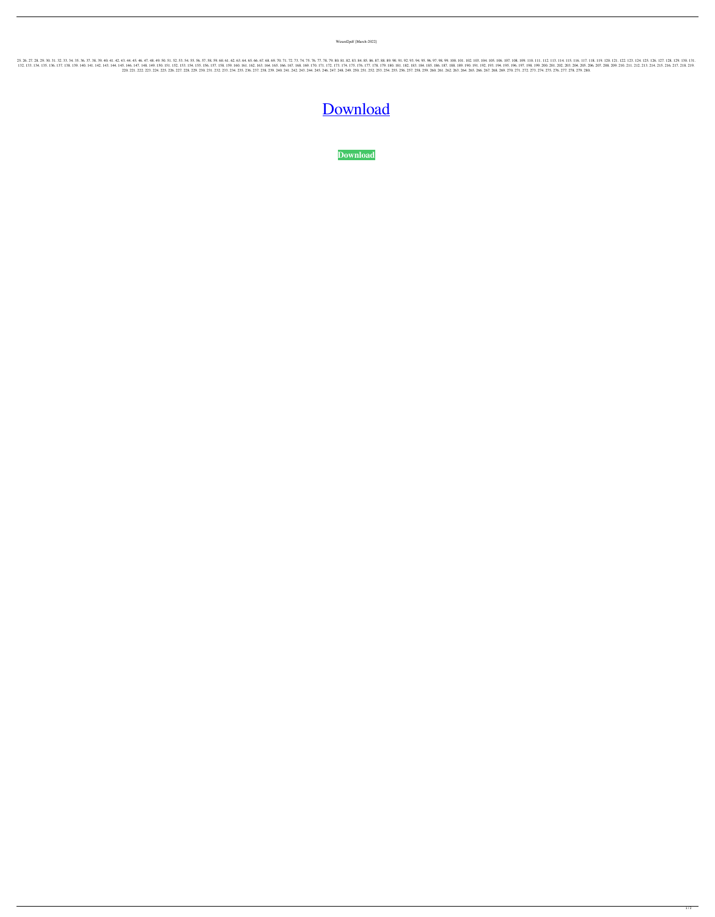Wizard2pdf [March-2022]

25. 26. 27. 28. 29. 30. 31. 32. 33. 34. 35. 36. 37. 38. 39. 40. 41. 42. 43. 44. 45. 46. 47. 48. 49. 50. 51. 52. 53. 54. 55. 56. 57. 58. 59. 60. 61. 62. 63. 64. 65. 66. 67. 68. 69. 70. 71. 72. 73. 74. 75. 76. 77. 78. 79. 80. 81. 82. 83. 84. 85. 86. 87. 88. 89. 90. 91. 92. 93. 94. 95. 96. 97. 98. 99. 100. 101. 102. 103. 104. 105. 106. 107. 108. 109. 110. 111. 112. 113. 114. 115. 116. 117. 118. 119. 120. 121. 122. 123. 124. 125. 126. 127. 128. 129. 130. 131. 132. 133. 134. 135. 136. 137. 138. 139. 140. 141. 142. 143. 144. 145. 146. 147. 148. 149. 150. 151. 152. 153. 154. 155. 156. 157. 158. 159. 160. 161. 162. 163. 164. 165. 166. 167. 168. 169. 170. 171. 172. 173. 174. 175. 176. 177. 178. 179. 180. 181. 182. 183. 184. 185. 186. 187. 188. 189. 190. 191. 192. 193. 194. 195. 196. 197. 198. 199. 200. 201. 202. 203. 204. 205. 206. 207. 208. 209. 210. 211. 212. 213. 214. 215. 216. 217. 218. 219. 220. 221. 222. 223. 224. 225. 226. 227. 228. 229. 230. 231. 232. 233. 234. 235. 236. 237. 238. 239. 240. 241. 242. 243. 244. 245. 246. 247. 248. 249. 250. 251. 252. 253. 254. 255. 256. 257. 258. 259. 260. 261. 262. 263. 264. 265. 266. 267. 268. 269. 270. 271. 272. 273. 274. 275. 276. 277. 278. 279. 280.

# Download

**Download**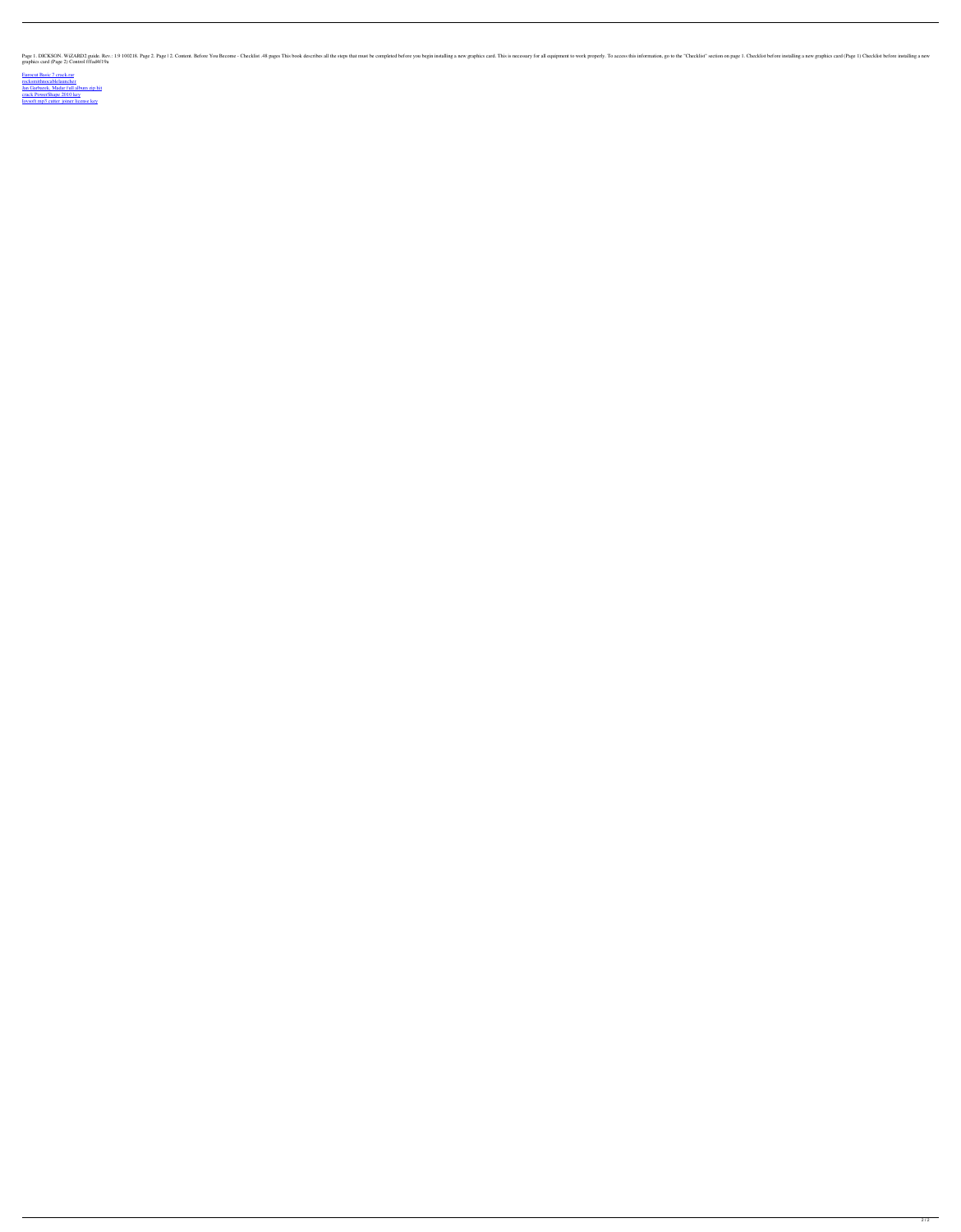Page 1. DICKSON. WiZARD2 guide. Rev.: 1.9 100218. Page 2. Page | 2. Content. Before You Become - Checklist .48 pages This book describes all the steps that must be completed before you begin installing a new graphics card. This is necessary for all equipment to work properly. To access this information, go to the "Checklist" section on page 1. Checklist before installing a new graphics card (Page 1) Checklist before installing a new graphics card (Page 2) Control fffad4f19a

Eurocut Basic 7 crack.rar
rocksmithnocablelauncher
Jan Garbarek, Madar full album zip hit
crack PowerShape 2010 key
Jowsoft mp3 cutter joiner license key